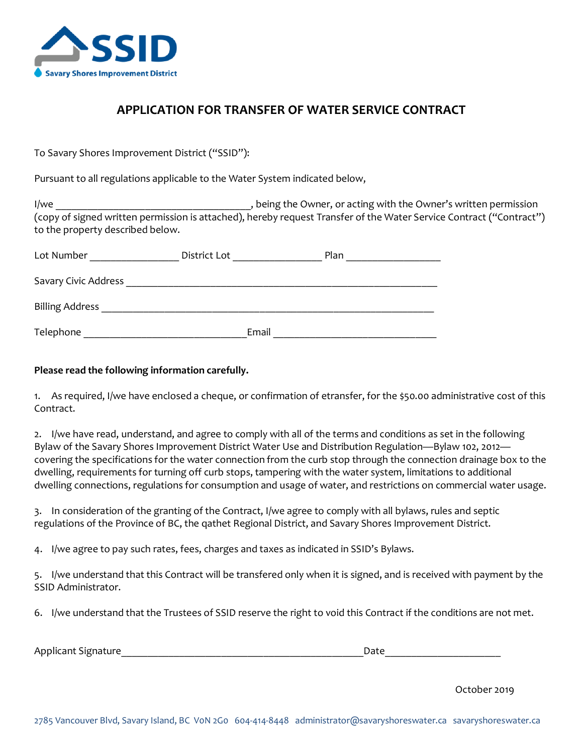**SSID**

Savary Shores Improvement District

# APPLICATION FOR TRANSFER OF WATER SERVICE CONTRACT

To Savary Shores Improvement District ("SSID"):

Pursuant to all regulations applicable to the Water System indicated below,

I/we ___________________________________, being the Owner, or acting with the Owner's written permission (copy of signed written permission is attached), hereby request Transfer of the Water Service Contract ("Contract") to the property described below.

Lot Number ________________ District Lot ________________ Plan _________________

Savary Civic Address _________________________________________________________

Billing Address ______________________________________________________________

Telephone ______________________________ Email ______________________________

**Please read the following information carefully.**

1. As required, I/we have enclosed a cheque, or confirmation of etransfer, for the $50.00 administrative cost of this Contract.

2. I/we have read, understand, and agree to comply with all of the terms and conditions as set in the following Bylaw of the Savary Shores Improvement District Water Use and Distribution Regulation—Bylaw 102, 2012—covering the specifications for the water connection from the curb stop through the connection drainage box to the dwelling, requirements for turning off curb stops, tampering with the water system, limitations to additional dwelling connections, regulations for consumption and usage of water, and restrictions on commercial water usage.

3. In consideration of the granting of the Contract, I/we agree to comply with all bylaws, rules and septic regulations of the Province of BC, the qathet Regional District, and Savary Shores Improvement District.

4. I/we agree to pay such rates, fees, charges and taxes as indicated in SSID's Bylaws.

5. I/we understand that this Contract will be transfered only when it is signed, and is received with payment by the SSID Administrator.

6. I/we understand that the Trustees of SSID reserve the right to void this Contract if the conditions are not met.

Applicant Signature____________________________________________ Date_____________________

October 2019

2785 Vancouver Blvd, Savary Island, BC V0N 2G0 604-414-8448 administrator@savaryshoreswater.ca savaryshoreswater.ca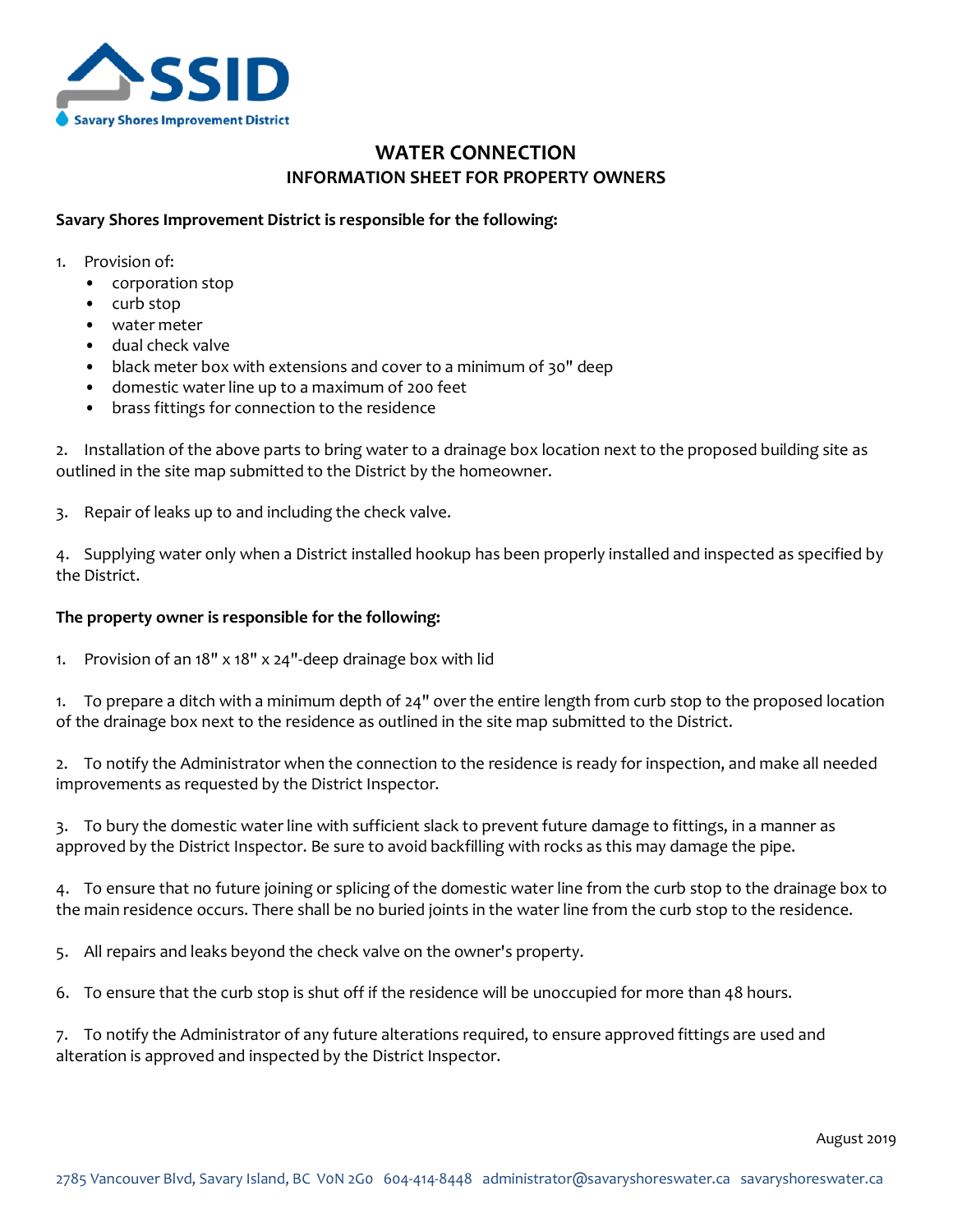**SSID**
Savary Shores Improvement District

# WATER CONNECTION
## INFORMATION SHEET FOR PROPERTY OWNERS

**Savary Shores Improvement District is responsible for the following:**

1. Provision of:
   - corporation stop
   - curb stop
   - water meter
   - dual check valve
   - black meter box with extensions and cover to a minimum of 30" deep
   - domestic water line up to a maximum of 200 feet
   - brass fittings for connection to the residence

2. Installation of the above parts to bring water to a drainage box location next to the proposed building site as outlined in the site map submitted to the District by the homeowner.

3. Repair of leaks up to and including the check valve.

4. Supplying water only when a District installed hookup has been properly installed and inspected as specified by the District.

**The property owner is responsible for the following:**

1. Provision of an 18" x 18" x 24"-deep drainage box with lid

1. To prepare a ditch with a minimum depth of 24" over the entire length from curb stop to the proposed location of the drainage box next to the residence as outlined in the site map submitted to the District.

2. To notify the Administrator when the connection to the residence is ready for inspection, and make all needed improvements as requested by the District Inspector.

3. To bury the domestic water line with sufficient slack to prevent future damage to fittings, in a manner as approved by the District Inspector. Be sure to avoid backfilling with rocks as this may damage the pipe.

4. To ensure that no future joining or splicing of the domestic water line from the curb stop to the drainage box to the main residence occurs. There shall be no buried joints in the water line from the curb stop to the residence.

5. All repairs and leaks beyond the check valve on the owner's property.

6. To ensure that the curb stop is shut off if the residence will be unoccupied for more than 48 hours.

7. To notify the Administrator of any future alterations required, to ensure approved fittings are used and alteration is approved and inspected by the District Inspector.

August 2019

2785 Vancouver Blvd, Savary Island, BC V0N 2G0 604-414-8448 administrator@savaryshoreswater.ca savaryshoreswater.ca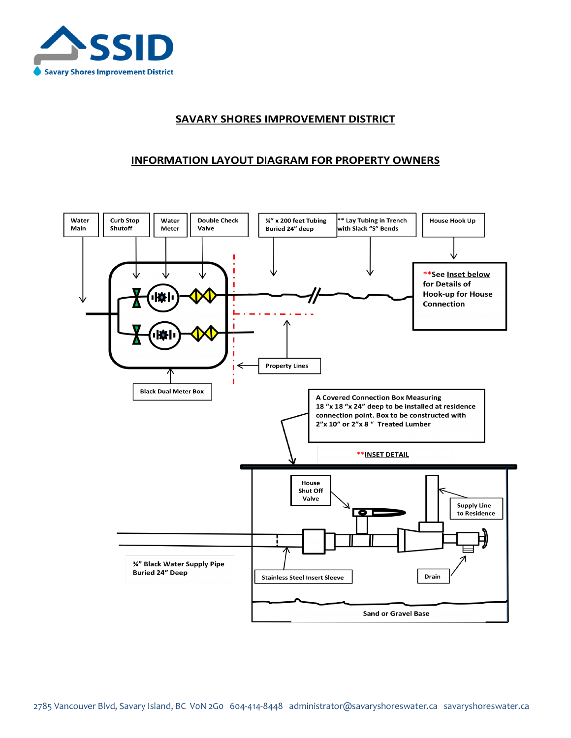SSID
Savary Shores Improvement District

## SAVARY SHORES IMPROVEMENT DISTRICT

## INFORMATION LAYOUT DIAGRAM FOR PROPERTY OWNERS

Water Main

Curb Stop Shutoff

Water Meter

Double Check Valve

¾" x 200 feet Tubing Buried 24" deep

** Lay Tubing in Trench with Slack "S" Bends

House Hook Up

**See Inset below for Details of Hook-up for House Connection

Property Lines

Black Dual Meter Box

A Covered Connection Box Measuring 18 "x 18 "x 24" deep to be installed at residence connection point. Box to be constructed with 2"x 10" or 2"x 8 " Treated Lumber

**INSET DETAIL

House Shut Off Valve

Supply Line to Residence

¾" Black Water Supply Pipe Buried 24" Deep

Stainless Steel Insert Sleeve

Drain

Sand or Gravel Base

2785 Vancouver Blvd, Savary Island, BC V0N 2G0 604-414-8448 administrator@savaryshoreswater.ca savaryshoreswater.ca